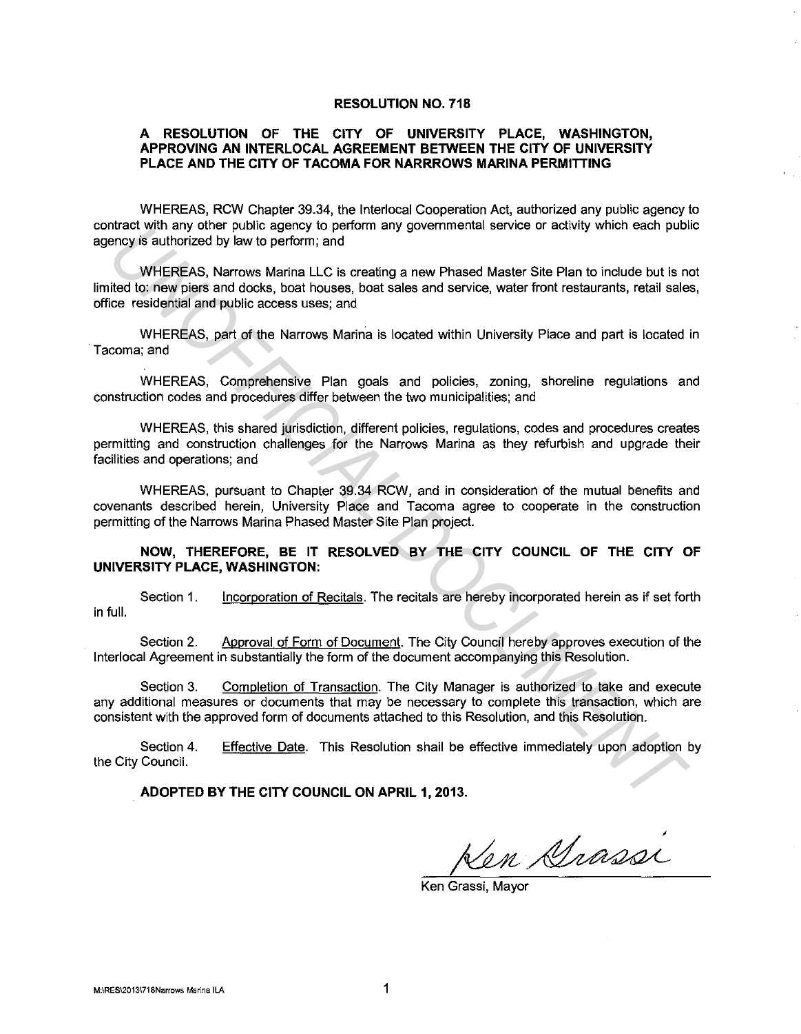# RESOLUTION NO. 718

## A RESOLUTION OF THE CITY OF UNIVERSITY PLACE, WASHINGTON, APPROVING AN INTERLOCAL AGREEMENT BETWEEN THE CITY OF UNIVERSITY PLACE AND THE CITY OF TACOMA FOR NARRROWS MARINA PERMITTING

WHEREAS, RCW Chapter 39.34, the Interlocal Cooperation Act, authorized any public agency to contract with any other public agency to perform any governmental service or activity which each public agency is authorized by law to perform; and

WHEREAS, Narrows Marina LLC is creating a new Phased Master Site Plan to include but is not limited to: new piers and docks, boat houses, boat sales and service, water front restaurants, retail sales, office residential and public access uses; and

WHEREAS, part of the Narrows Marina is located within University Place and part is located in Tacoma; and

WHEREAS, Comprehensive Plan goals and policies, zoning, shoreline regulations and construction codes and procedures differ between the two municipalities; and

WHEREAS, this shared jurisdiction, different policies, regulations, codes and procedures creates permitting and construction challenges for the Narrows Marina as they refurbish and upgrade their facilities and operations; and

WHEREAS, pursuant to Chapter 39.34 RCW, and in consideration of the mutual benefits and covenants described herein, University Place and Tacoma agree to cooperate in the construction permitting of the Narrows Marina Phased Master Site Plan project.

**NOW, THEREFORE, BE IT RESOLVED BY THE CITY COUNCIL OF THE CITY OF UNIVERSITY PLACE, WASHINGTON:**

Section 1. Incorporation of Recitals. The recitals are hereby incorporated herein as if set forth in full.

Section 2. Approval of Form of Document. The City Council hereby approves execution of the Interlocal Agreement in substantially the form of the document accompanying this Resolution.

Section 3. Completion of Transaction. The City Manager is authorized to take and execute any additional measures or documents that may be necessary to complete this transaction, which are consistent with the approved form of documents attached to this Resolution, and this Resolution.

Section 4. Effective Date. This Resolution shall be effective immediately upon adoption by the City Council.

**ADOPTED BY THE CITY COUNCIL ON APRIL 1, 2013.**

Ken Grassi

Ken Grassi, Mayor

M:\RES\2013\718Narrows Marina ILA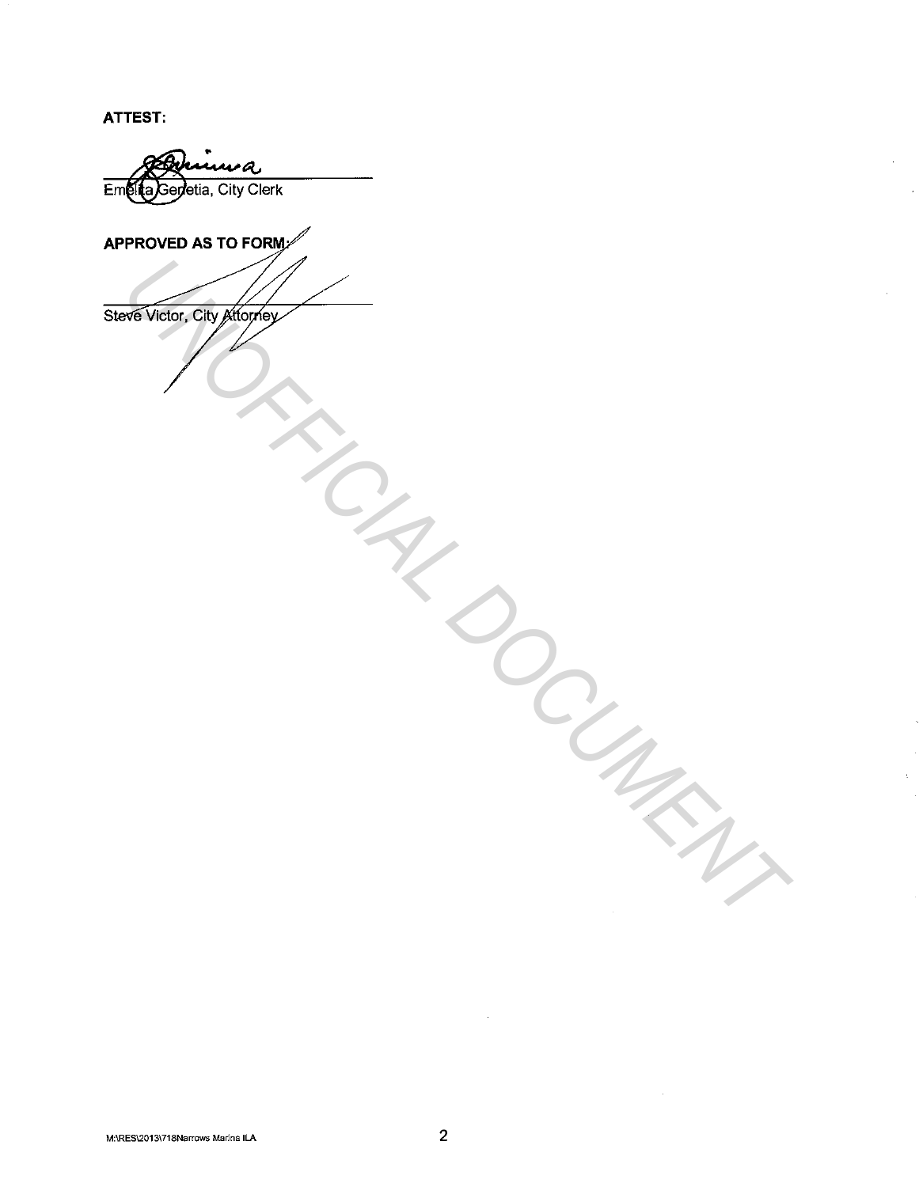**ATTEST:**

Emelita Genetia, City Clerk

**APPROVED AS TO FORM:**

Steve Victor, City Attorney

UNOFFICIAL DOCUMENT

M:\RES\2013\718Narrows Marina ILA